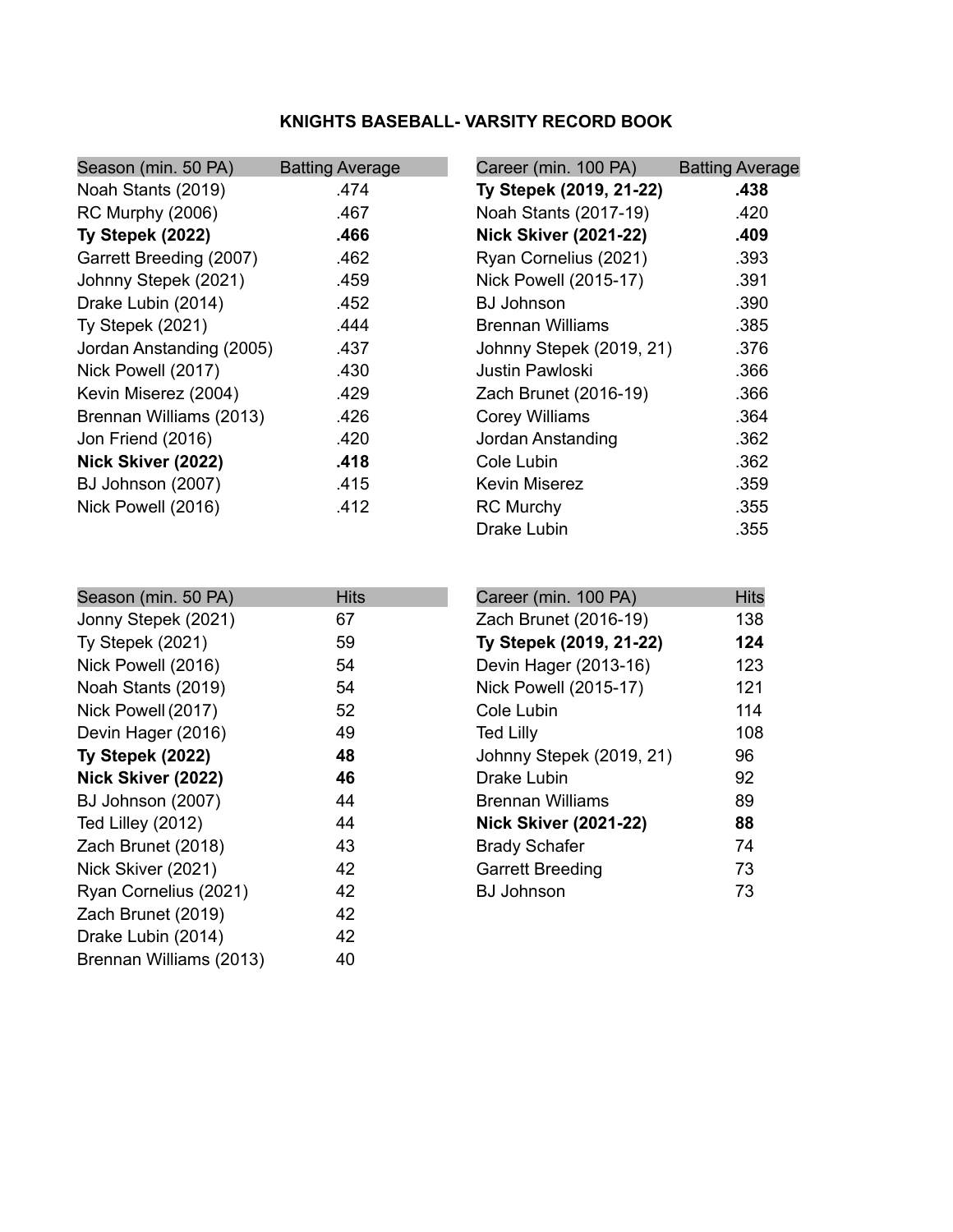# KNIGHTS BASEBALL- VARSITY RECORD BOOK

| Season (min. 50 PA) | Batting Average |
|---|---|
| Noah Stants (2019) | .474 |
| RC Murphy (2006) | .467 |
| **Ty Stepek (2022)** | **.466** |
| Garrett Breeding (2007) | .462 |
| Johnny Stepek (2021) | .459 |
| Drake Lubin (2014) | .452 |
| Ty Stepek (2021) | .444 |
| Jordan Anstanding (2005) | .437 |
| Nick Powell (2017) | .430 |
| Kevin Miserez (2004) | .429 |
| Brennan Williams (2013) | .426 |
| Jon Friend (2016) | .420 |
| **Nick Skiver (2022)** | **.418** |
| BJ Johnson (2007) | .415 |
| Nick Powell (2016) | .412 |

| Career (min. 100 PA) | Batting Average |
|---|---|
| **Ty Stepek (2019, 21-22)** | **.438** |
| Noah Stants (2017-19) | .420 |
| **Nick Skiver (2021-22)** | **.409** |
| Ryan Cornelius (2021) | .393 |
| Nick Powell (2015-17) | .391 |
| BJ Johnson | .390 |
| Brennan Williams | .385 |
| Johnny Stepek (2019, 21) | .376 |
| Justin Pawloski | .366 |
| Zach Brunet (2016-19) | .366 |
| Corey Williams | .364 |
| Jordan Anstanding | .362 |
| Cole Lubin | .362 |
| Kevin Miserez | .359 |
| RC Murchy | .355 |
| Drake Lubin | .355 |

| Season (min. 50 PA) | Hits |
|---|---|
| Jonny Stepek (2021) | 67 |
| Ty Stepek (2021) | 59 |
| Nick Powell (2016) | 54 |
| Noah Stants (2019) | 54 |
| Nick Powell (2017) | 52 |
| Devin Hager (2016) | 49 |
| **Ty Stepek (2022)** | **48** |
| **Nick Skiver (2022)** | **46** |
| BJ Johnson (2007) | 44 |
| Ted Lilley (2012) | 44 |
| Zach Brunet (2018) | 43 |
| Nick Skiver (2021) | 42 |
| Ryan Cornelius (2021) | 42 |
| Zach Brunet (2019) | 42 |
| Drake Lubin (2014) | 42 |
| Brennan Williams (2013) | 40 |

| Career (min. 100 PA) | Hits |
|---|---|
| Zach Brunet (2016-19) | 138 |
| **Ty Stepek (2019, 21-22)** | **124** |
| Devin Hager (2013-16) | 123 |
| Nick Powell (2015-17) | 121 |
| Cole Lubin | 114 |
| Ted Lilly | 108 |
| Johnny Stepek (2019, 21) | 96 |
| Drake Lubin | 92 |
| Brennan Williams | 89 |
| **Nick Skiver (2021-22)** | **88** |
| Brady Schafer | 74 |
| Garrett Breeding | 73 |
| BJ Johnson | 73 |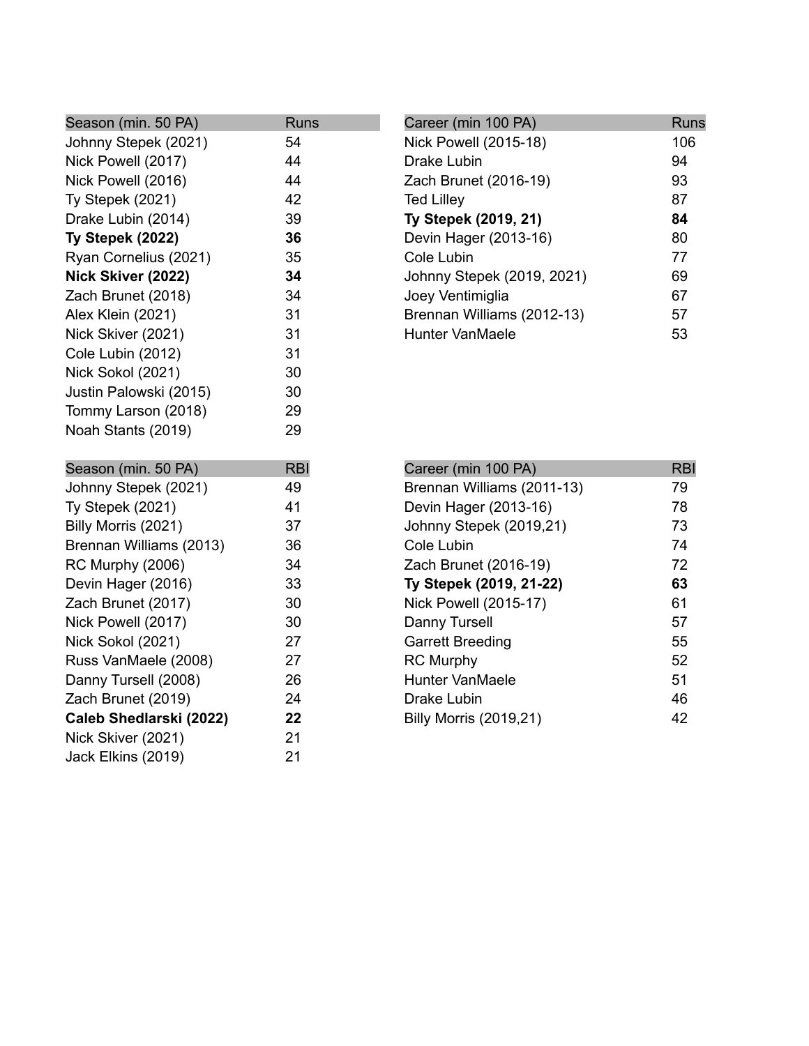| Season (min. 50 PA) | Runs |
| --- | --- |
| Johnny Stepek (2021) | 54 |
| Nick Powell (2017) | 44 |
| Nick Powell (2016) | 44 |
| Ty Stepek (2021) | 42 |
| Drake Lubin (2014) | 39 |
| **Ty Stepek (2022)** | **36** |
| Ryan Cornelius (2021) | 35 |
| **Nick Skiver (2022)** | **34** |
| Zach Brunet (2018) | 34 |
| Alex Klein (2021) | 31 |
| Nick Skiver (2021) | 31 |
| Cole Lubin (2012) | 31 |
| Nick Sokol (2021) | 30 |
| Justin Palowski (2015) | 30 |
| Tommy Larson (2018) | 29 |
| Noah Stants (2019) | 29 |

| Career (min 100 PA) | Runs |
| --- | --- |
| Nick Powell (2015-18) | 106 |
| Drake Lubin | 94 |
| Zach Brunet (2016-19) | 93 |
| Ted Lilley | 87 |
| **Ty Stepek (2019, 21)** | **84** |
| Devin Hager (2013-16) | 80 |
| Cole Lubin | 77 |
| Johnny Stepek (2019, 2021) | 69 |
| Joey Ventimiglia | 67 |
| Brennan Williams (2012-13) | 57 |
| Hunter VanMaele | 53 |

| Season (min. 50 PA) | RBI |
| --- | --- |
| Johnny Stepek (2021) | 49 |
| Ty Stepek (2021) | 41 |
| Billy Morris (2021) | 37 |
| Brennan Williams (2013) | 36 |
| RC Murphy (2006) | 34 |
| Devin Hager (2016) | 33 |
| Zach Brunet (2017) | 30 |
| Nick Powell (2017) | 30 |
| Nick Sokol (2021) | 27 |
| Russ VanMaele (2008) | 27 |
| Danny Tursell (2008) | 26 |
| Zach Brunet (2019) | 24 |
| **Caleb Shedlarski (2022)** | **22** |
| Nick Skiver (2021) | 21 |
| Jack Elkins (2019) | 21 |

| Career (min 100 PA) | RBI |
| --- | --- |
| Brennan Williams (2011-13) | 79 |
| Devin Hager (2013-16) | 78 |
| Johnny Stepek (2019,21) | 73 |
| Cole Lubin | 74 |
| Zach Brunet (2016-19) | 72 |
| **Ty Stepek (2019, 21-22)** | **63** |
| Nick Powell (2015-17) | 61 |
| Danny Tursell | 57 |
| Garrett Breeding | 55 |
| RC Murphy | 52 |
| Hunter VanMaele | 51 |
| Drake Lubin | 46 |
| Billy Morris (2019,21) | 42 |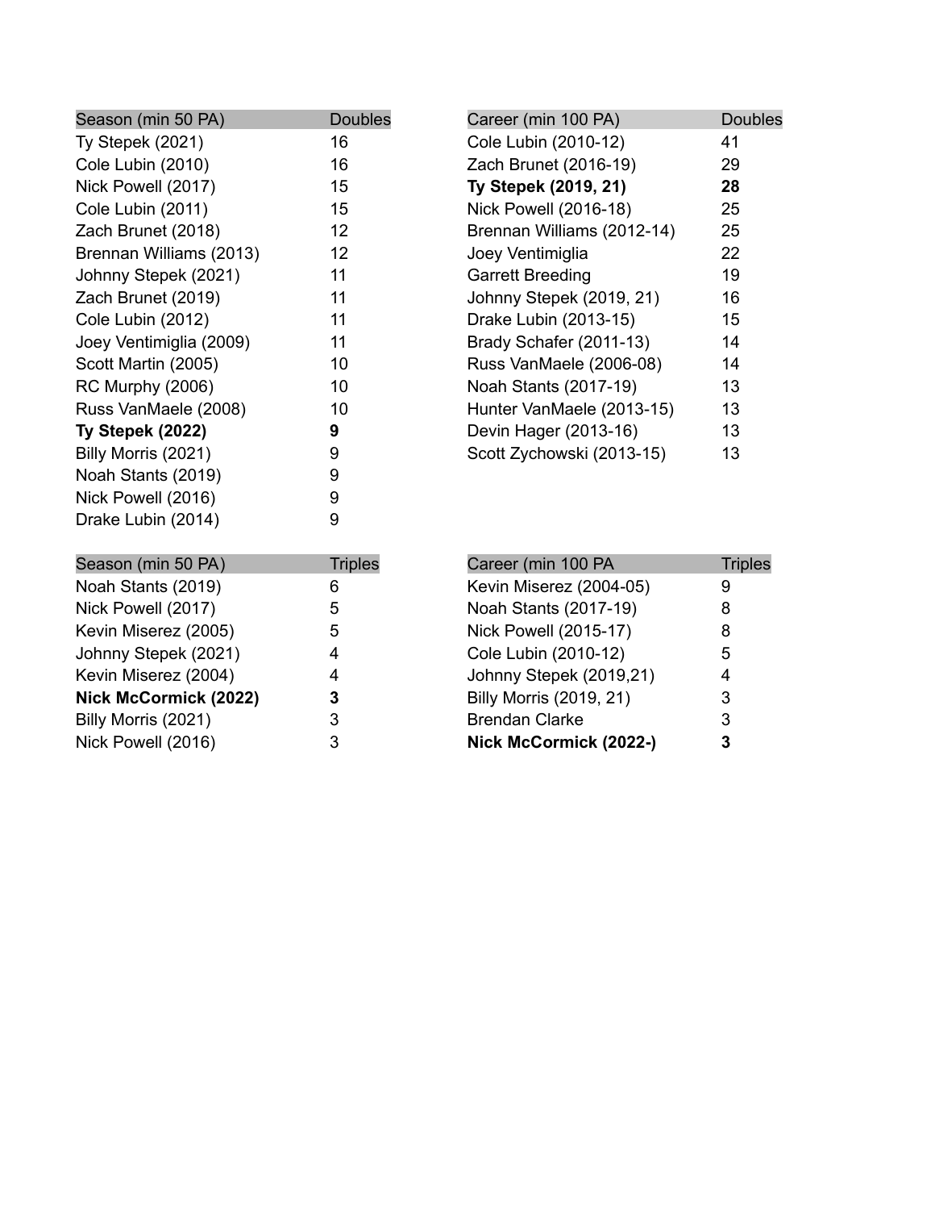| Season (min 50 PA) | Doubles |
|---|---|
| Ty Stepek (2021) | 16 |
| Cole Lubin (2010) | 16 |
| Nick Powell (2017) | 15 |
| Cole Lubin (2011) | 15 |
| Zach Brunet (2018) | 12 |
| Brennan Williams (2013) | 12 |
| Johnny Stepek (2021) | 11 |
| Zach Brunet (2019) | 11 |
| Cole Lubin (2012) | 11 |
| Joey Ventimiglia (2009) | 11 |
| Scott Martin (2005) | 10 |
| RC Murphy (2006) | 10 |
| Russ VanMaele (2008) | 10 |
| **Ty Stepek (2022)** | **9** |
| Billy Morris (2021) | 9 |
| Noah Stants (2019) | 9 |
| Nick Powell (2016) | 9 |
| Drake Lubin (2014) | 9 |

| Career (min 100 PA) | Doubles |
|---|---|
| Cole Lubin (2010-12) | 41 |
| Zach Brunet (2016-19) | 29 |
| **Ty Stepek (2019, 21)** | **28** |
| Nick Powell (2016-18) | 25 |
| Brennan Williams (2012-14) | 25 |
| Joey Ventimiglia | 22 |
| Garrett Breeding | 19 |
| Johnny Stepek (2019, 21) | 16 |
| Drake Lubin (2013-15) | 15 |
| Brady Schafer (2011-13) | 14 |
| Russ VanMaele (2006-08) | 14 |
| Noah Stants (2017-19) | 13 |
| Hunter VanMaele (2013-15) | 13 |
| Devin Hager (2013-16) | 13 |
| Scott Zychowski (2013-15) | 13 |

| Season (min 50 PA) | Triples |
|---|---|
| Noah Stants (2019) | 6 |
| Nick Powell (2017) | 5 |
| Kevin Miserez (2005) | 5 |
| Johnny Stepek (2021) | 4 |
| Kevin Miserez (2004) | 4 |
| **Nick McCormick (2022)** | **3** |
| Billy Morris (2021) | 3 |
| Nick Powell (2016) | 3 |

| Career (min 100 PA | Triples |
|---|---|
| Kevin Miserez (2004-05) | 9 |
| Noah Stants (2017-19) | 8 |
| Nick Powell (2015-17) | 8 |
| Cole Lubin (2010-12) | 5 |
| Johnny Stepek (2019,21) | 4 |
| Billy Morris (2019, 21) | 3 |
| Brendan Clarke | 3 |
| **Nick McCormick (2022-)** | **3** |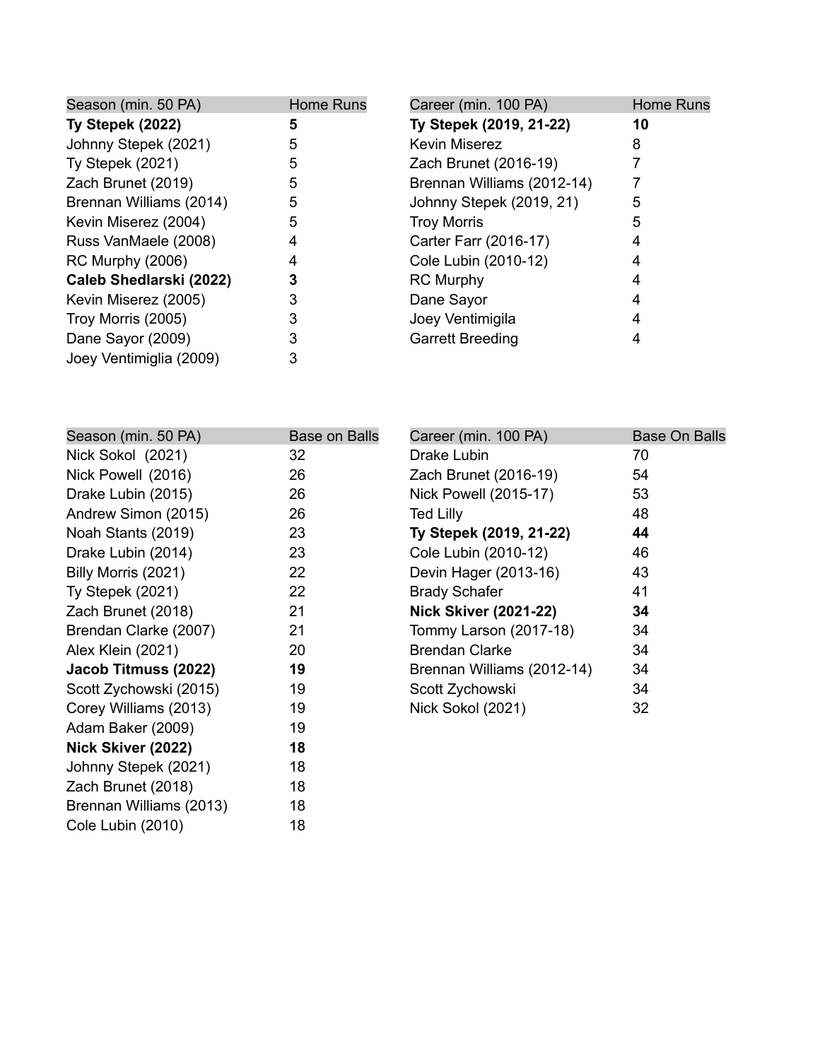| Season (min. 50 PA) | Home Runs |
|---|---|
| **Ty Stepek (2022)** | **5** |
| Johnny Stepek (2021) | 5 |
| Ty Stepek (2021) | 5 |
| Zach Brunet (2019) | 5 |
| Brennan Williams (2014) | 5 |
| Kevin Miserez (2004) | 5 |
| Russ VanMaele (2008) | 4 |
| RC Murphy (2006) | 4 |
| **Caleb Shedlarski (2022)** | **3** |
| Kevin Miserez (2005) | 3 |
| Troy Morris (2005) | 3 |
| Dane Sayor (2009) | 3 |
| Joey Ventimiglia (2009) | 3 |

| Career (min. 100 PA) | Home Runs |
|---|---|
| **Ty Stepek (2019, 21-22)** | **10** |
| Kevin Miserez | 8 |
| Zach Brunet (2016-19) | 7 |
| Brennan Williams (2012-14) | 7 |
| Johnny Stepek (2019, 21) | 5 |
| Troy Morris | 5 |
| Carter Farr (2016-17) | 4 |
| Cole Lubin (2010-12) | 4 |
| RC Murphy | 4 |
| Dane Sayor | 4 |
| Joey Ventimigila | 4 |
| Garrett Breeding | 4 |

| Season (min. 50 PA) | Base on Balls |
|---|---|
| Nick Sokol (2021) | 32 |
| Nick Powell (2016) | 26 |
| Drake Lubin (2015) | 26 |
| Andrew Simon (2015) | 26 |
| Noah Stants (2019) | 23 |
| Drake Lubin (2014) | 23 |
| Billy Morris (2021) | 22 |
| Ty Stepek (2021) | 22 |
| Zach Brunet (2018) | 21 |
| Brendan Clarke (2007) | 21 |
| Alex Klein (2021) | 20 |
| **Jacob Titmuss (2022)** | **19** |
| Scott Zychowski (2015) | 19 |
| Corey Williams (2013) | 19 |
| Adam Baker (2009) | 19 |
| **Nick Skiver (2022)** | **18** |
| Johnny Stepek (2021) | 18 |
| Zach Brunet (2018) | 18 |
| Brennan Williams (2013) | 18 |
| Cole Lubin (2010) | 18 |

| Career (min. 100 PA) | Base On Balls |
|---|---|
| Drake Lubin | 70 |
| Zach Brunet (2016-19) | 54 |
| Nick Powell (2015-17) | 53 |
| Ted Lilly | 48 |
| **Ty Stepek (2019, 21-22)** | **44** |
| Cole Lubin (2010-12) | 46 |
| Devin Hager (2013-16) | 43 |
| Brady Schafer | 41 |
| **Nick Skiver (2021-22)** | **34** |
| Tommy Larson (2017-18) | 34 |
| Brendan Clarke | 34 |
| Brennan Williams (2012-14) | 34 |
| Scott Zychowski | 34 |
| Nick Sokol (2021) | 32 |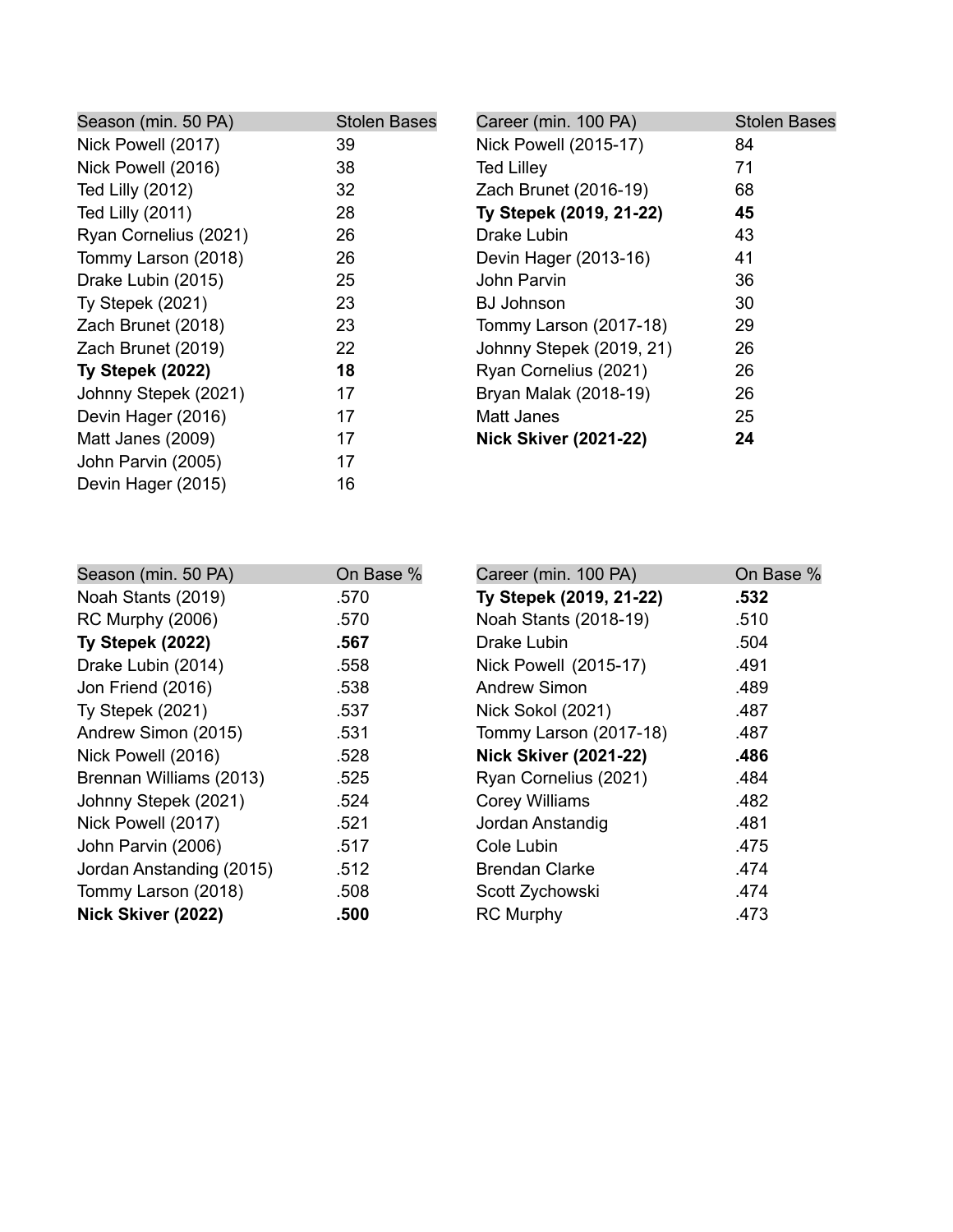| Season (min. 50 PA) | Stolen Bases |
|---|---|
| Nick Powell (2017) | 39 |
| Nick Powell (2016) | 38 |
| Ted Lilly (2012) | 32 |
| Ted Lilly (2011) | 28 |
| Ryan Cornelius (2021) | 26 |
| Tommy Larson (2018) | 26 |
| Drake Lubin (2015) | 25 |
| Ty Stepek (2021) | 23 |
| Zach Brunet (2018) | 23 |
| Zach Brunet (2019) | 22 |
| **Ty Stepek (2022)** | **18** |
| Johnny Stepek (2021) | 17 |
| Devin Hager (2016) | 17 |
| Matt Janes (2009) | 17 |
| John Parvin (2005) | 17 |
| Devin Hager (2015) | 16 |

| Career (min. 100 PA) | Stolen Bases |
|---|---|
| Nick Powell (2015-17) | 84 |
| Ted Lilley | 71 |
| Zach Brunet (2016-19) | 68 |
| **Ty Stepek (2019, 21-22)** | **45** |
| Drake Lubin | 43 |
| Devin Hager (2013-16) | 41 |
| John Parvin | 36 |
| BJ Johnson | 30 |
| Tommy Larson (2017-18) | 29 |
| Johnny Stepek (2019, 21) | 26 |
| Ryan Cornelius (2021) | 26 |
| Bryan Malak (2018-19) | 26 |
| Matt Janes | 25 |
| **Nick Skiver (2021-22)** | **24** |

| Season (min. 50 PA) | On Base % |
|---|---|
| Noah Stants (2019) | .570 |
| RC Murphy (2006) | .570 |
| **Ty Stepek (2022)** | **.567** |
| Drake Lubin (2014) | .558 |
| Jon Friend (2016) | .538 |
| Ty Stepek (2021) | .537 |
| Andrew Simon (2015) | .531 |
| Nick Powell (2016) | .528 |
| Brennan Williams (2013) | .525 |
| Johnny Stepek (2021) | .524 |
| Nick Powell (2017) | .521 |
| John Parvin (2006) | .517 |
| Jordan Anstanding (2015) | .512 |
| Tommy Larson (2018) | .508 |
| **Nick Skiver (2022)** | **.500** |

| Career (min. 100 PA) | On Base % |
|---|---|
| **Ty Stepek (2019, 21-22)** | **.532** |
| Noah Stants (2018-19) | .510 |
| Drake Lubin | .504 |
| Nick Powell (2015-17) | .491 |
| Andrew Simon | .489 |
| Nick Sokol (2021) | .487 |
| Tommy Larson (2017-18) | .487 |
| **Nick Skiver (2021-22)** | **.486** |
| Ryan Cornelius (2021) | .484 |
| Corey Williams | .482 |
| Jordan Anstandig | .481 |
| Cole Lubin | .475 |
| Brendan Clarke | .474 |
| Scott Zychowski | .474 |
| RC Murphy | .473 |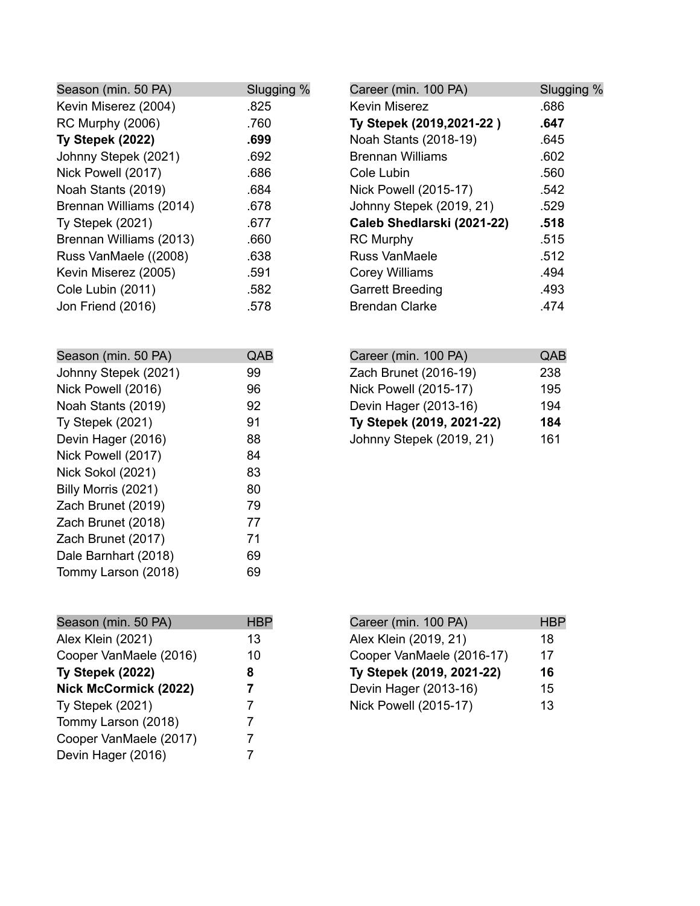| Season (min. 50 PA) | Slugging % |
|---|---|
| Kevin Miserez (2004) | .825 |
| RC Murphy (2006) | .760 |
| **Ty Stepek (2022)** | **.699** |
| Johnny Stepek (2021) | .692 |
| Nick Powell (2017) | .686 |
| Noah Stants (2019) | .684 |
| Brennan Williams (2014) | .678 |
| Ty Stepek (2021) | .677 |
| Brennan Williams (2013) | .660 |
| Russ VanMaele ((2008) | .638 |
| Kevin Miserez (2005) | .591 |
| Cole Lubin (2011) | .582 |
| Jon Friend (2016) | .578 |

| Career (min. 100 PA) | Slugging % |
|---|---|
| Kevin Miserez | .686 |
| **Ty Stepek (2019,2021-22 )** | **.647** |
| Noah Stants (2018-19) | .645 |
| Brennan Williams | .602 |
| Cole Lubin | .560 |
| Nick Powell (2015-17) | .542 |
| Johnny Stepek (2019, 21) | .529 |
| **Caleb Shedlarski (2021-22)** | **.518** |
| RC Murphy | .515 |
| Russ VanMaele | .512 |
| Corey Williams | .494 |
| Garrett Breeding | .493 |
| Brendan Clarke | .474 |

| Season (min. 50 PA) | QAB |
|---|---|
| Johnny Stepek (2021) | 99 |
| Nick Powell (2016) | 96 |
| Noah Stants (2019) | 92 |
| Ty Stepek (2021) | 91 |
| Devin Hager (2016) | 88 |
| Nick Powell (2017) | 84 |
| Nick Sokol (2021) | 83 |
| Billy Morris (2021) | 80 |
| Zach Brunet (2019) | 79 |
| Zach Brunet (2018) | 77 |
| Zach Brunet (2017) | 71 |
| Dale Barnhart (2018) | 69 |
| Tommy Larson (2018) | 69 |

| Career (min. 100 PA) | QAB |
|---|---|
| Zach Brunet (2016-19) | 238 |
| Nick Powell (2015-17) | 195 |
| Devin Hager (2013-16) | 194 |
| **Ty Stepek (2019, 2021-22)** | **184** |
| Johnny Stepek (2019, 21) | 161 |

| Season (min. 50 PA) | HBP |
|---|---|
| Alex Klein (2021) | 13 |
| Cooper VanMaele (2016) | 10 |
| **Ty Stepek (2022)** | **8** |
| **Nick McCormick (2022)** | **7** |
| Ty Stepek (2021) | 7 |
| Tommy Larson (2018) | 7 |
| Cooper VanMaele (2017) | 7 |
| Devin Hager (2016) | 7 |

| Career (min. 100 PA) | HBP |
|---|---|
| Alex Klein (2019, 21) | 18 |
| Cooper VanMaele (2016-17) | 17 |
| **Ty Stepek (2019, 2021-22)** | **16** |
| Devin Hager (2013-16) | 15 |
| Nick Powell (2015-17) | 13 |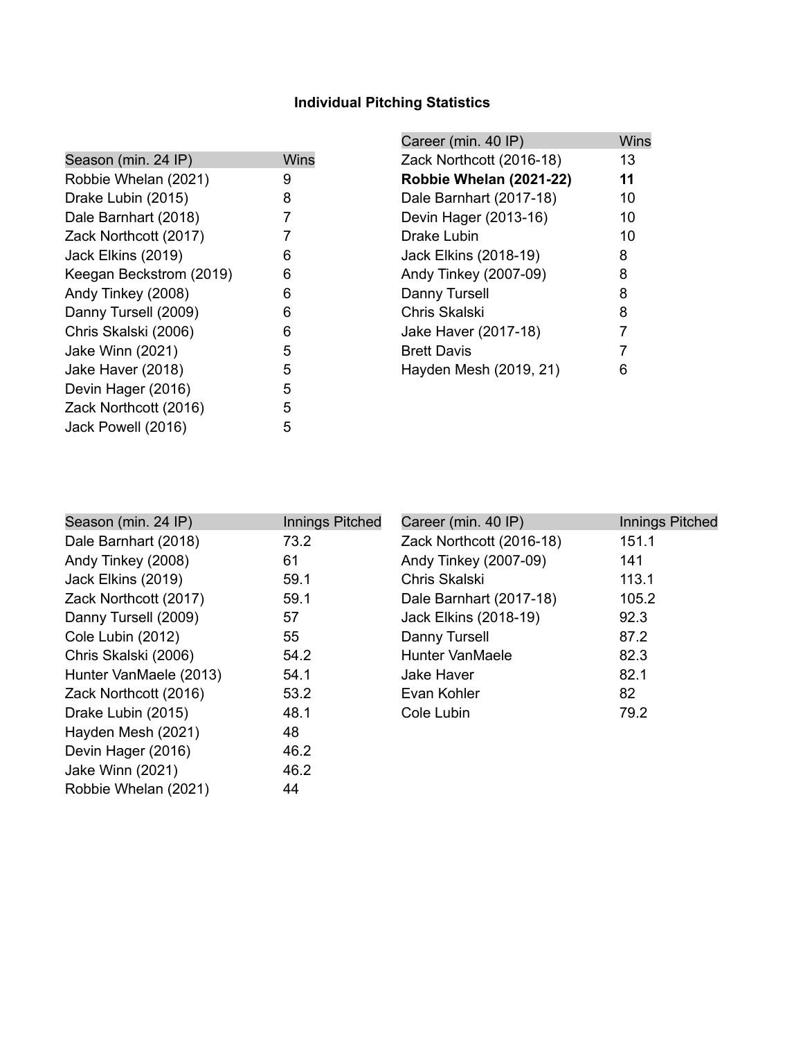## Individual Pitching Statistics

| Season (min. 24 IP) | Wins |
|---|---|
| Robbie Whelan (2021) | 9 |
| Drake Lubin (2015) | 8 |
| Dale Barnhart (2018) | 7 |
| Zack Northcott (2017) | 7 |
| Jack Elkins (2019) | 6 |
| Keegan Beckstrom (2019) | 6 |
| Andy Tinkey (2008) | 6 |
| Danny Tursell (2009) | 6 |
| Chris Skalski (2006) | 6 |
| Jake Winn (2021) | 5 |
| Jake Haver (2018) | 5 |
| Devin Hager (2016) | 5 |
| Zack Northcott (2016) | 5 |
| Jack Powell (2016) | 5 |

| Career (min. 40 IP) | Wins |
|---|---|
| Zack Northcott (2016-18) | 13 |
| **Robbie Whelan (2021-22)** | **11** |
| Dale Barnhart (2017-18) | 10 |
| Devin Hager (2013-16) | 10 |
| Drake Lubin | 10 |
| Jack Elkins (2018-19) | 8 |
| Andy Tinkey (2007-09) | 8 |
| Danny Tursell | 8 |
| Chris Skalski | 8 |
| Jake Haver (2017-18) | 7 |
| Brett Davis | 7 |
| Hayden Mesh (2019, 21) | 6 |

| Season (min. 24 IP) | Innings Pitched |
|---|---|
| Dale Barnhart (2018) | 73.2 |
| Andy Tinkey (2008) | 61 |
| Jack Elkins (2019) | 59.1 |
| Zack Northcott (2017) | 59.1 |
| Danny Tursell (2009) | 57 |
| Cole Lubin (2012) | 55 |
| Chris Skalski (2006) | 54.2 |
| Hunter VanMaele (2013) | 54.1 |
| Zack Northcott (2016) | 53.2 |
| Drake Lubin (2015) | 48.1 |
| Hayden Mesh (2021) | 48 |
| Devin Hager (2016) | 46.2 |
| Jake Winn (2021) | 46.2 |
| Robbie Whelan (2021) | 44 |

| Career (min. 40 IP) | Innings Pitched |
|---|---|
| Zack Northcott (2016-18) | 151.1 |
| Andy Tinkey (2007-09) | 141 |
| Chris Skalski | 113.1 |
| Dale Barnhart (2017-18) | 105.2 |
| Jack Elkins (2018-19) | 92.3 |
| Danny Tursell | 87.2 |
| Hunter VanMaele | 82.3 |
| Jake Haver | 82.1 |
| Evan Kohler | 82 |
| Cole Lubin | 79.2 |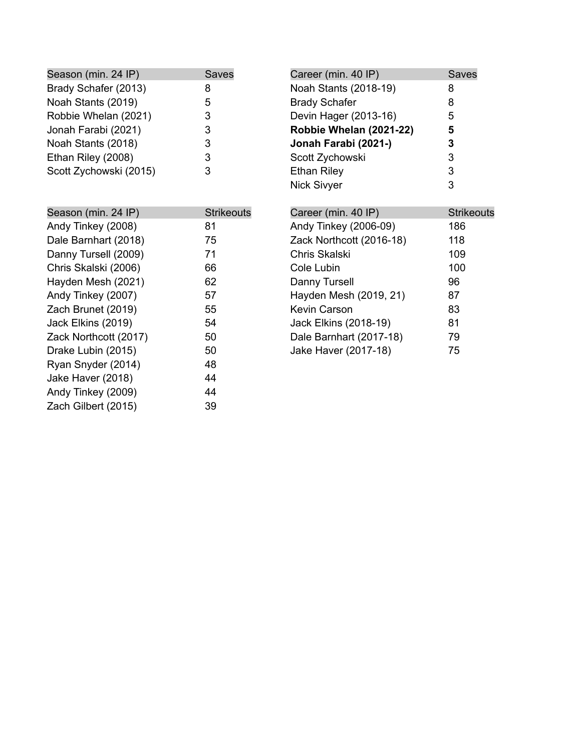| Season (min. 24 IP) | Saves |
|---|---|
| Brady Schafer (2013) | 8 |
| Noah Stants (2019) | 5 |
| Robbie Whelan (2021) | 3 |
| Jonah Farabi (2021) | 3 |
| Noah Stants (2018) | 3 |
| Ethan Riley (2008) | 3 |
| Scott Zychowski (2015) | 3 |

| Career (min. 40 IP) | Saves |
|---|---|
| Noah Stants (2018-19) | 8 |
| Brady Schafer | 8 |
| Devin Hager (2013-16) | 5 |
| **Robbie Whelan (2021-22)** | **5** |
| **Jonah Farabi (2021-)** | **3** |
| Scott Zychowski | 3 |
| Ethan Riley | 3 |
| Nick Sivyer | 3 |

| Season (min. 24 IP) | Strikeouts |
|---|---|
| Andy Tinkey (2008) | 81 |
| Dale Barnhart (2018) | 75 |
| Danny Tursell (2009) | 71 |
| Chris Skalski (2006) | 66 |
| Hayden Mesh (2021) | 62 |
| Andy Tinkey (2007) | 57 |
| Zach Brunet (2019) | 55 |
| Jack Elkins (2019) | 54 |
| Zack Northcott (2017) | 50 |
| Drake Lubin (2015) | 50 |
| Ryan Snyder (2014) | 48 |
| Jake Haver (2018) | 44 |
| Andy Tinkey (2009) | 44 |
| Zach Gilbert (2015) | 39 |

| Career (min. 40 IP) | Strikeouts |
|---|---|
| Andy Tinkey (2006-09) | 186 |
| Zack Northcott (2016-18) | 118 |
| Chris Skalski | 109 |
| Cole Lubin | 100 |
| Danny Tursell | 96 |
| Hayden Mesh (2019, 21) | 87 |
| Kevin Carson | 83 |
| Jack Elkins (2018-19) | 81 |
| Dale Barnhart (2017-18) | 79 |
| Jake Haver (2017-18) | 75 |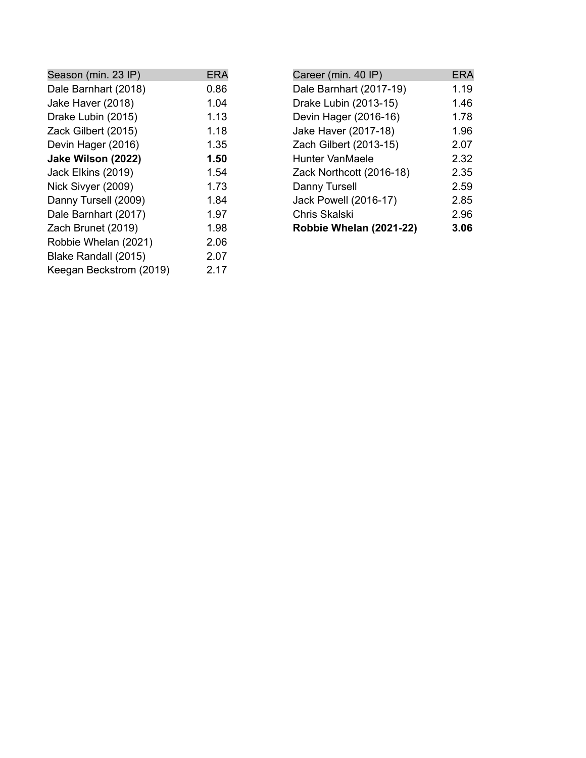| Season (min. 23 IP) | ERA |
|---|---|
| Dale Barnhart (2018) | 0.86 |
| Jake Haver (2018) | 1.04 |
| Drake Lubin (2015) | 1.13 |
| Zack Gilbert (2015) | 1.18 |
| Devin Hager (2016) | 1.35 |
| **Jake Wilson (2022)** | **1.50** |
| Jack Elkins (2019) | 1.54 |
| Nick Sivyer (2009) | 1.73 |
| Danny Tursell (2009) | 1.84 |
| Dale Barnhart (2017) | 1.97 |
| Zach Brunet (2019) | 1.98 |
| Robbie Whelan (2021) | 2.06 |
| Blake Randall (2015) | 2.07 |
| Keegan Beckstrom (2019) | 2.17 |

| Career (min. 40 IP) | ERA |
|---|---|
| Dale Barnhart (2017-19) | 1.19 |
| Drake Lubin (2013-15) | 1.46 |
| Devin Hager (2016-16) | 1.78 |
| Jake Haver (2017-18) | 1.96 |
| Zach Gilbert (2013-15) | 2.07 |
| Hunter VanMaele | 2.32 |
| Zack Northcott (2016-18) | 2.35 |
| Danny Tursell | 2.59 |
| Jack Powell (2016-17) | 2.85 |
| Chris Skalski | 2.96 |
| **Robbie Whelan (2021-22)** | **3.06** |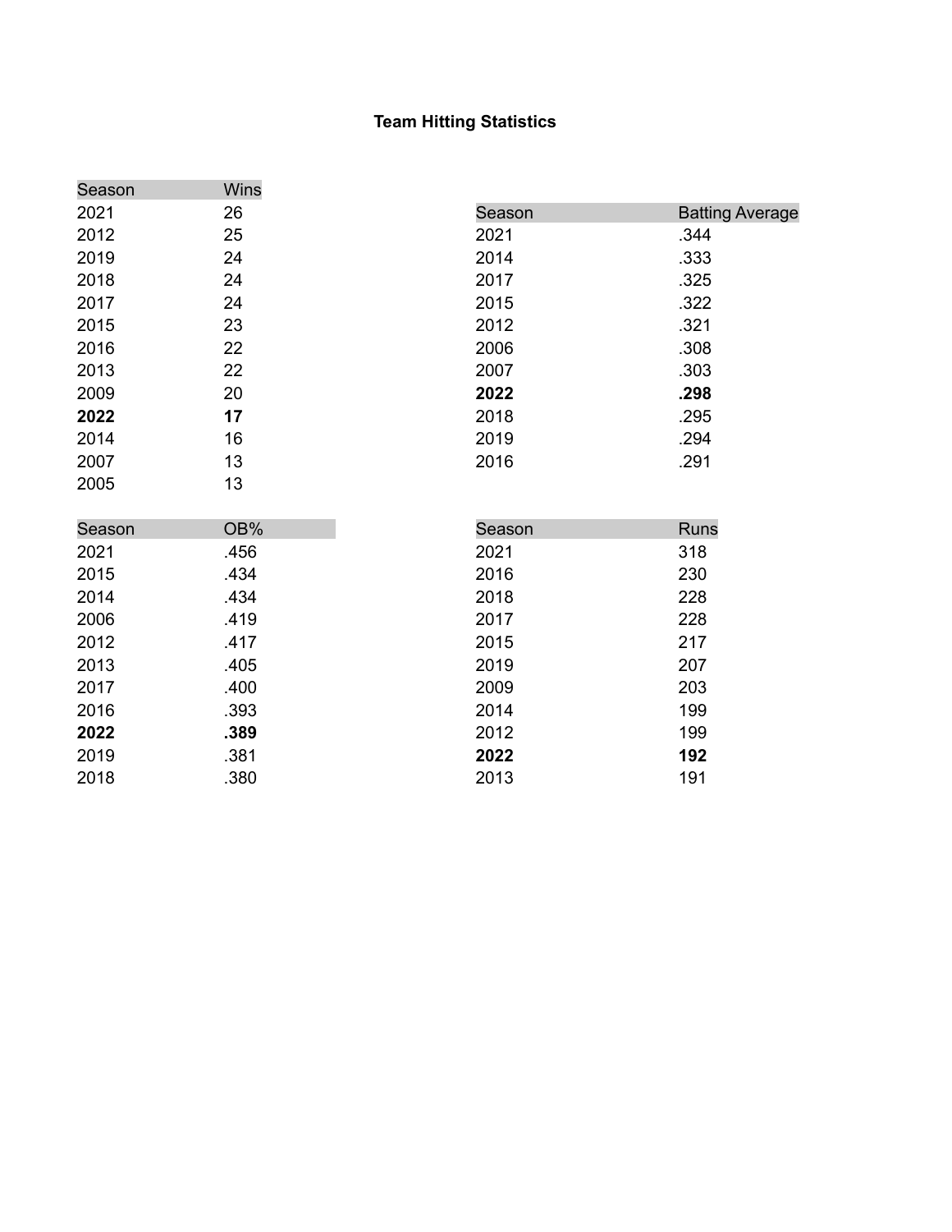# Team Hitting Statistics

| Season | Wins |
|---|---|
| 2021 | 26 |
| 2012 | 25 |
| 2019 | 24 |
| 2018 | 24 |
| 2017 | 24 |
| 2015 | 23 |
| 2016 | 22 |
| 2013 | 22 |
| 2009 | 20 |
| **2022** | **17** |
| 2014 | 16 |
| 2007 | 13 |
| 2005 | 13 |

| Season | Batting Average |
|---|---|
| 2021 | .344 |
| 2014 | .333 |
| 2017 | .325 |
| 2015 | .322 |
| 2012 | .321 |
| 2006 | .308 |
| 2007 | .303 |
| **2022** | **.298** |
| 2018 | .295 |
| 2019 | .294 |
| 2016 | .291 |

| Season | OB% |
|---|---|
| 2021 | .456 |
| 2015 | .434 |
| 2014 | .434 |
| 2006 | .419 |
| 2012 | .417 |
| 2013 | .405 |
| 2017 | .400 |
| 2016 | .393 |
| **2022** | **.389** |
| 2019 | .381 |
| 2018 | .380 |

| Season | Runs |
|---|---|
| 2021 | 318 |
| 2016 | 230 |
| 2018 | 228 |
| 2017 | 228 |
| 2015 | 217 |
| 2019 | 207 |
| 2009 | 203 |
| 2014 | 199 |
| 2012 | 199 |
| **2022** | **192** |
| 2013 | 191 |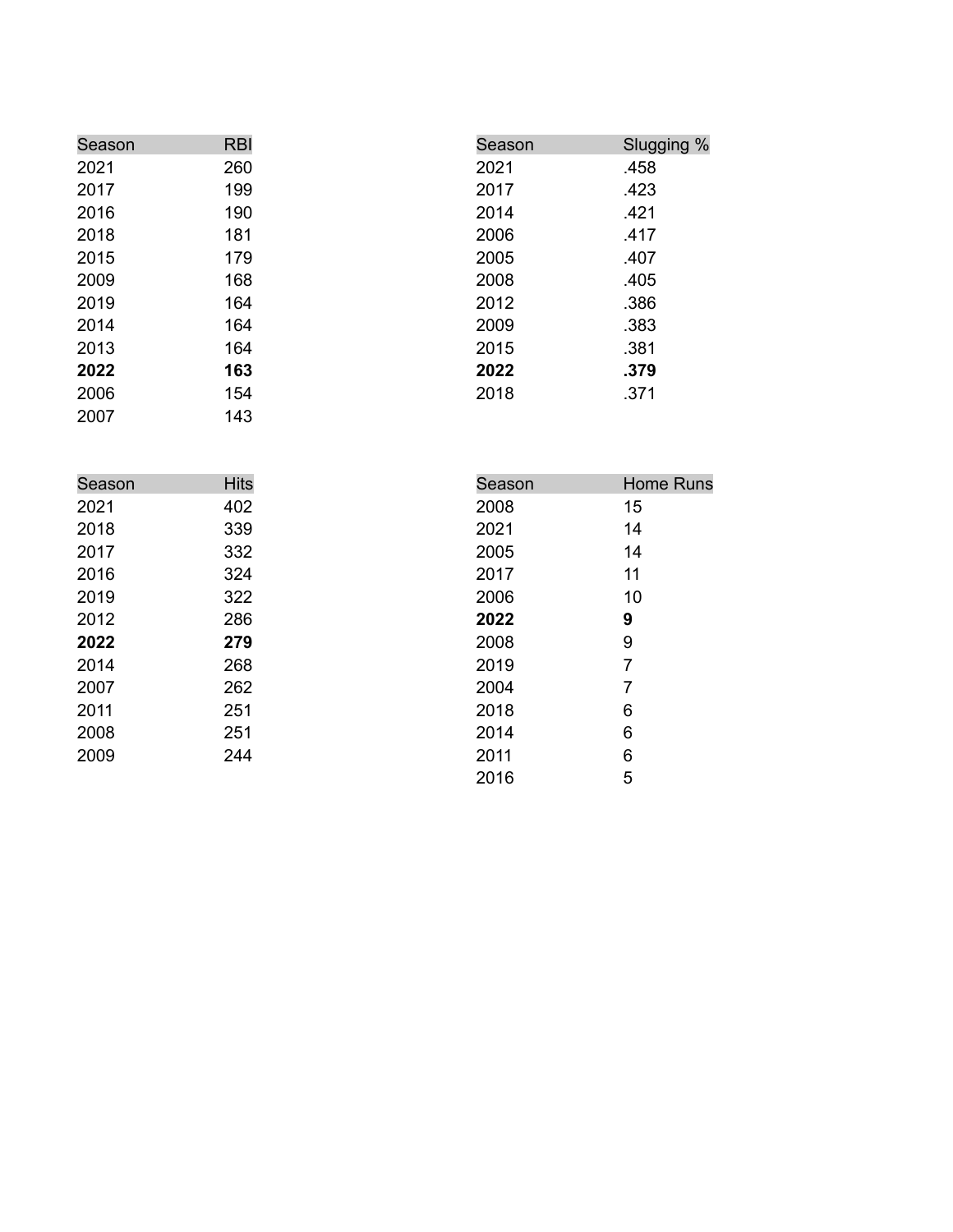| Season | RBI |
|---|---|
| 2021 | 260 |
| 2017 | 199 |
| 2016 | 190 |
| 2018 | 181 |
| 2015 | 179 |
| 2009 | 168 |
| 2019 | 164 |
| 2014 | 164 |
| 2013 | 164 |
| **2022** | **163** |
| 2006 | 154 |
| 2007 | 143 |

| Season | Slugging % |
|---|---|
| 2021 | .458 |
| 2017 | .423 |
| 2014 | .421 |
| 2006 | .417 |
| 2005 | .407 |
| 2008 | .405 |
| 2012 | .386 |
| 2009 | .383 |
| 2015 | .381 |
| **2022** | **.379** |
| 2018 | .371 |

| Season | Hits |
|---|---|
| 2021 | 402 |
| 2018 | 339 |
| 2017 | 332 |
| 2016 | 324 |
| 2019 | 322 |
| 2012 | 286 |
| **2022** | **279** |
| 2014 | 268 |
| 2007 | 262 |
| 2011 | 251 |
| 2008 | 251 |
| 2009 | 244 |

| Season | Home Runs |
|---|---|
| 2008 | 15 |
| 2021 | 14 |
| 2005 | 14 |
| 2017 | 11 |
| 2006 | 10 |
| **2022** | **9** |
| 2008 | 9 |
| 2019 | 7 |
| 2004 | 7 |
| 2018 | 6 |
| 2014 | 6 |
| 2011 | 6 |
| 2016 | 5 |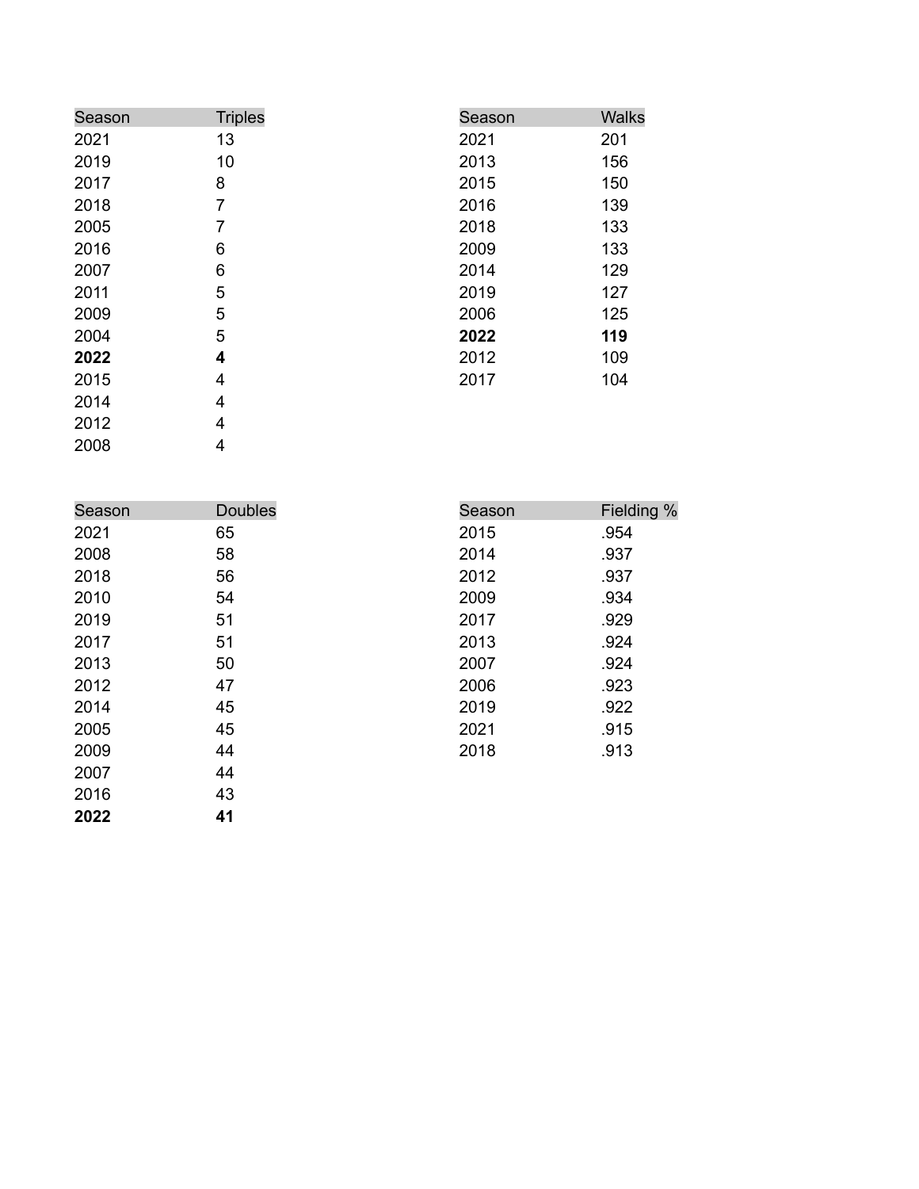| Season | Triples |
|---|---|
| 2021 | 13 |
| 2019 | 10 |
| 2017 | 8 |
| 2018 | 7 |
| 2005 | 7 |
| 2016 | 6 |
| 2007 | 6 |
| 2011 | 5 |
| 2009 | 5 |
| 2004 | 5 |
| **2022** | **4** |
| 2015 | 4 |
| 2014 | 4 |
| 2012 | 4 |
| 2008 | 4 |

| Season | Walks |
|---|---|
| 2021 | 201 |
| 2013 | 156 |
| 2015 | 150 |
| 2016 | 139 |
| 2018 | 133 |
| 2009 | 133 |
| 2014 | 129 |
| 2019 | 127 |
| 2006 | 125 |
| **2022** | **119** |
| 2012 | 109 |
| 2017 | 104 |

| Season | Doubles |
|---|---|
| 2021 | 65 |
| 2008 | 58 |
| 2018 | 56 |
| 2010 | 54 |
| 2019 | 51 |
| 2017 | 51 |
| 2013 | 50 |
| 2012 | 47 |
| 2014 | 45 |
| 2005 | 45 |
| 2009 | 44 |
| 2007 | 44 |
| 2016 | 43 |
| **2022** | **41** |

| Season | Fielding % |
|---|---|
| 2015 | .954 |
| 2014 | .937 |
| 2012 | .937 |
| 2009 | .934 |
| 2017 | .929 |
| 2013 | .924 |
| 2007 | .924 |
| 2006 | .923 |
| 2019 | .922 |
| 2021 | .915 |
| 2018 | .913 |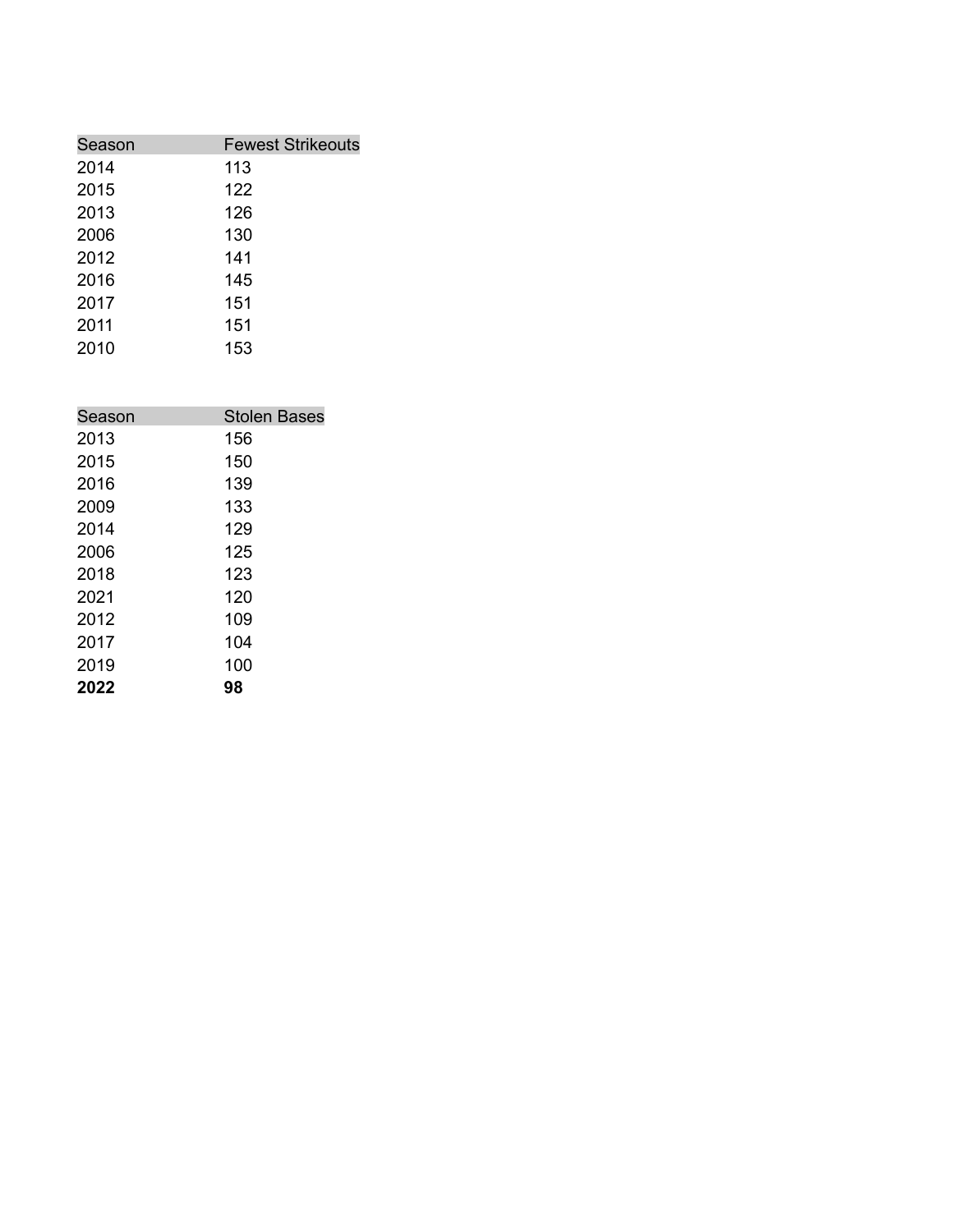| Season | Fewest Strikeouts |
|---|---|
| 2014 | 113 |
| 2015 | 122 |
| 2013 | 126 |
| 2006 | 130 |
| 2012 | 141 |
| 2016 | 145 |
| 2017 | 151 |
| 2011 | 151 |
| 2010 | 153 |

| Season | Stolen Bases |
|---|---|
| 2013 | 156 |
| 2015 | 150 |
| 2016 | 139 |
| 2009 | 133 |
| 2014 | 129 |
| 2006 | 125 |
| 2018 | 123 |
| 2021 | 120 |
| 2012 | 109 |
| 2017 | 104 |
| 2019 | 100 |
| **2022** | **98** |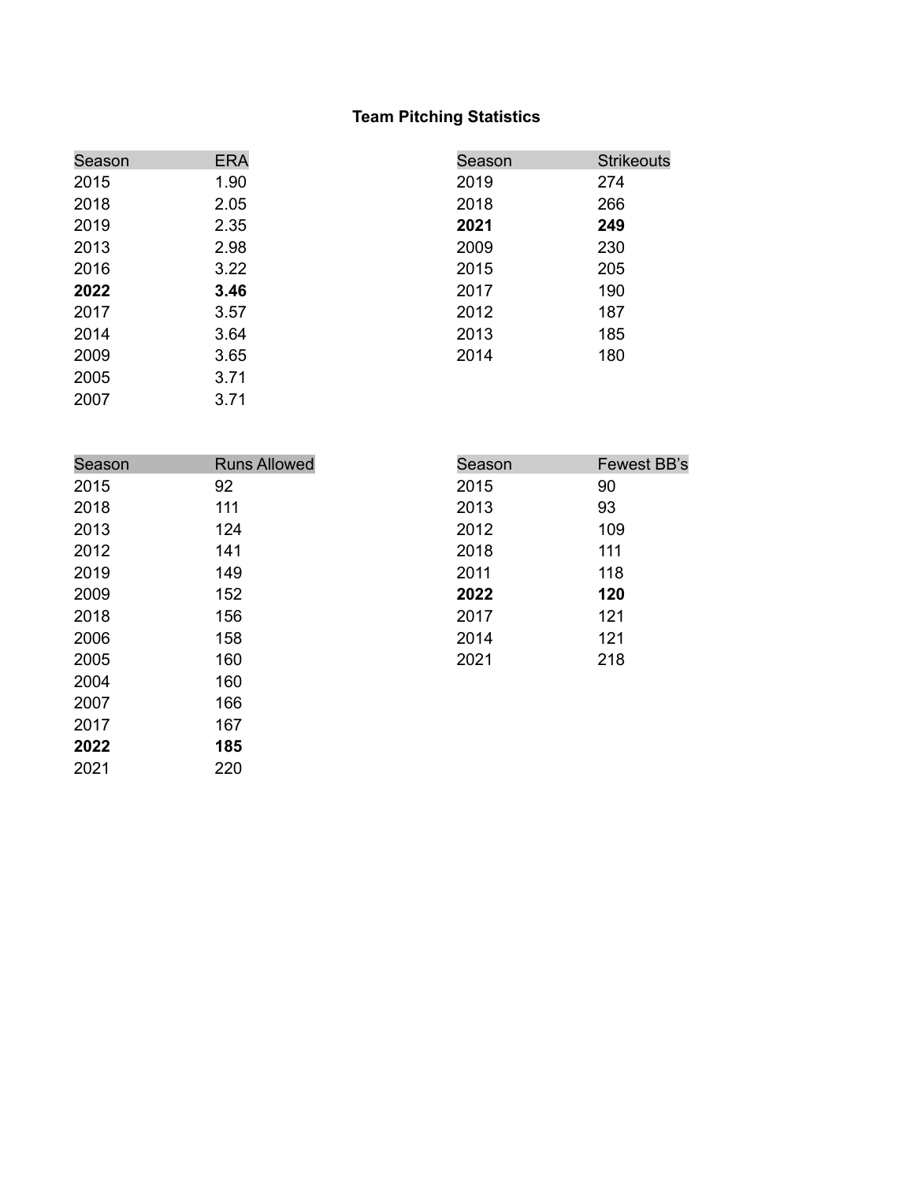**Team Pitching Statistics**

| Season | ERA |
|---|---|
| 2015 | 1.90 |
| 2018 | 2.05 |
| 2019 | 2.35 |
| 2013 | 2.98 |
| 2016 | 3.22 |
| **2022** | **3.46** |
| 2017 | 3.57 |
| 2014 | 3.64 |
| 2009 | 3.65 |
| 2005 | 3.71 |
| 2007 | 3.71 |

| Season | Strikeouts |
|---|---|
| 2019 | 274 |
| 2018 | 266 |
| **2021** | **249** |
| 2009 | 230 |
| 2015 | 205 |
| 2017 | 190 |
| 2012 | 187 |
| 2013 | 185 |
| 2014 | 180 |

| Season | Runs Allowed |
|---|---|
| 2015 | 92 |
| 2018 | 111 |
| 2013 | 124 |
| 2012 | 141 |
| 2019 | 149 |
| 2009 | 152 |
| 2018 | 156 |
| 2006 | 158 |
| 2005 | 160 |
| 2004 | 160 |
| 2007 | 166 |
| 2017 | 167 |
| **2022** | **185** |
| 2021 | 220 |

| Season | Fewest BB's |
|---|---|
| 2015 | 90 |
| 2013 | 93 |
| 2012 | 109 |
| 2018 | 111 |
| 2011 | 118 |
| **2022** | **120** |
| 2017 | 121 |
| 2014 | 121 |
| 2021 | 218 |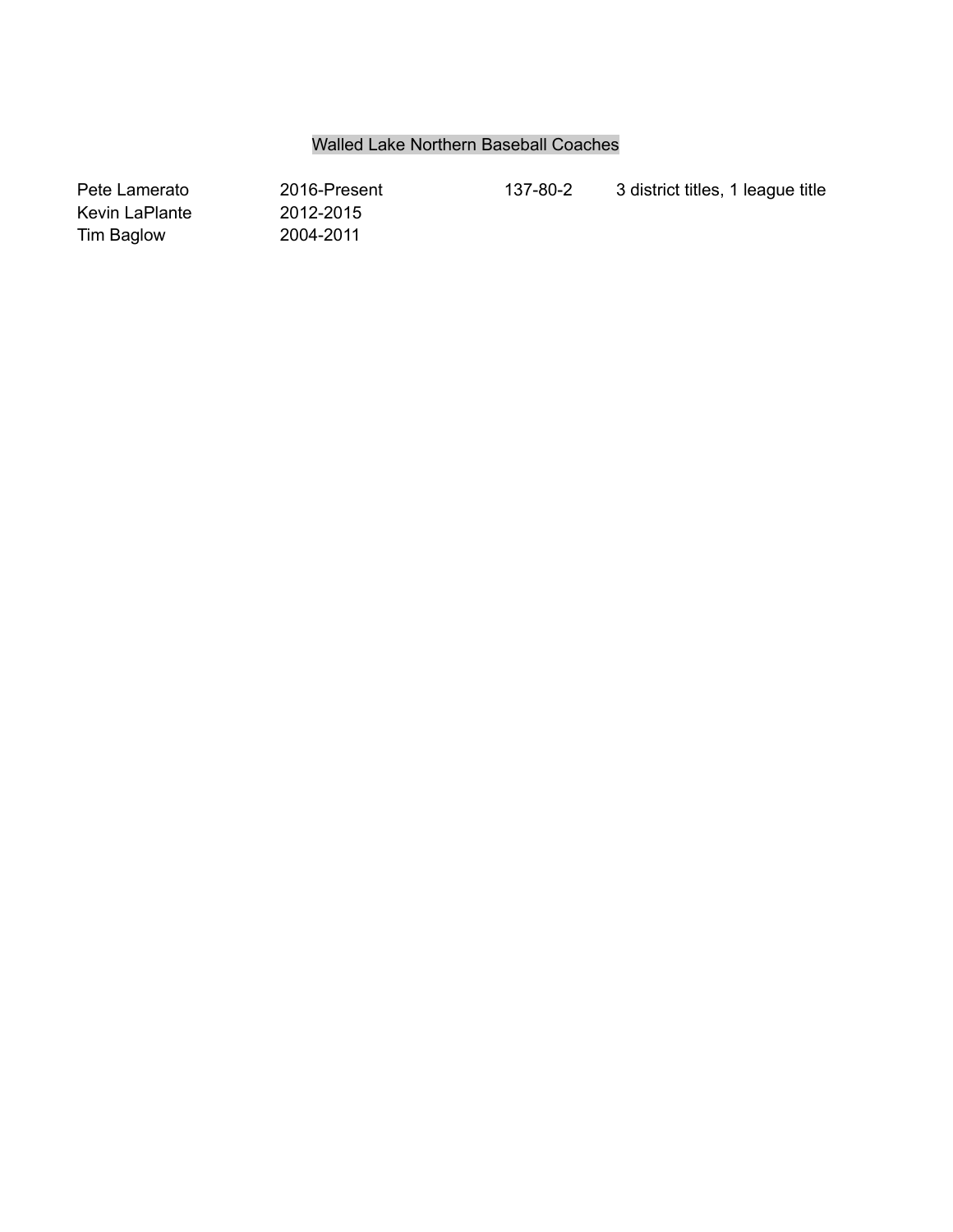# Walled Lake Northern Baseball Coaches

| | | | |
|---|---|---|---|
| Pete Lamerato | 2016-Present | 137-80-2 | 3 district titles, 1 league title |
| Kevin LaPlante | 2012-2015 | | |
| Tim Baglow | 2004-2011 | | |